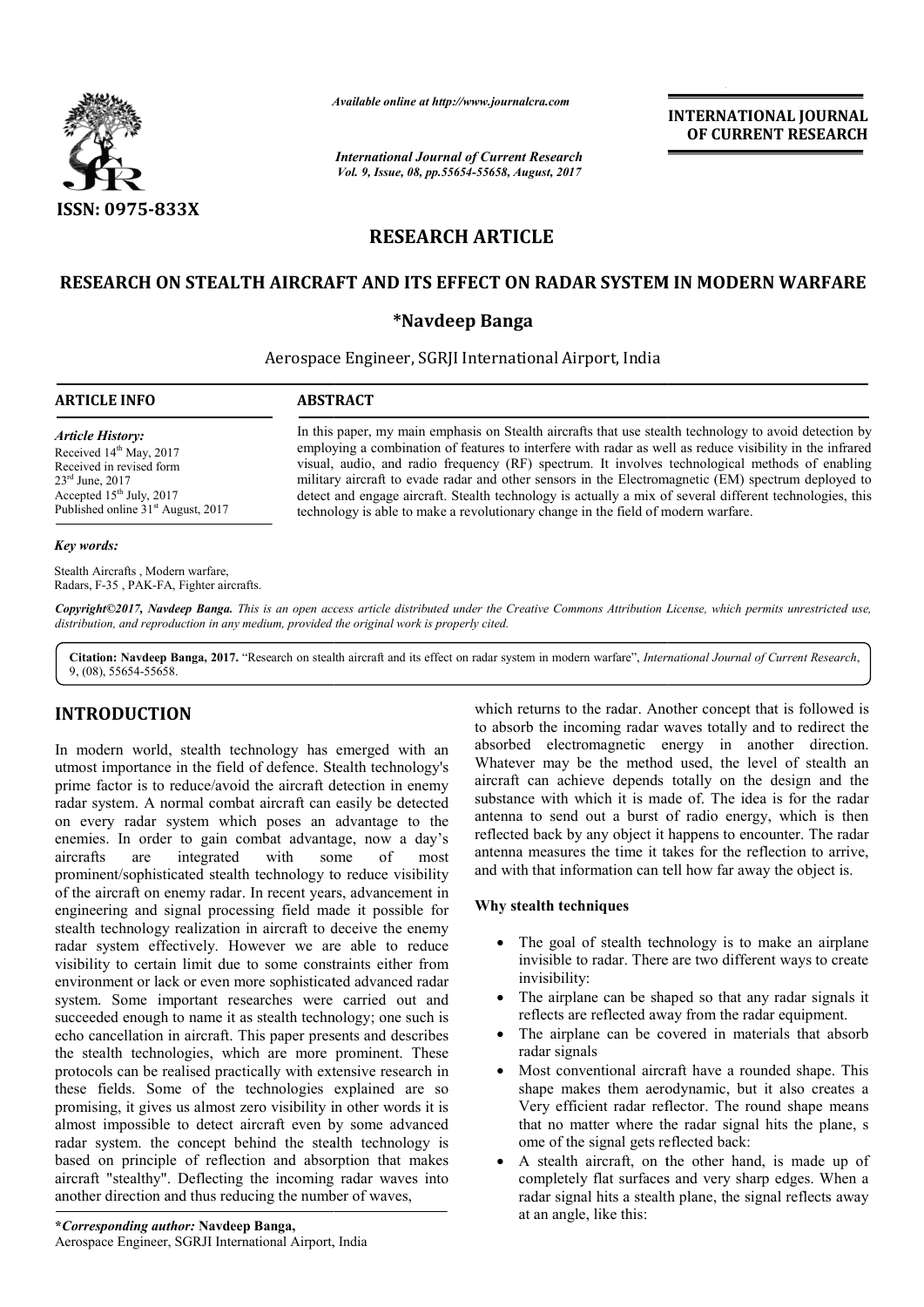*Available online at http://www.journalcra.com*

*International Journal of Current Research*
*Vol. 9, Issue, 08, pp.55654-55658, August, 2017*

**INTERNATIONAL JOURNAL OF CURRENT RESEARCH**

ISSN: 0975-833X

# RESEARCH ARTICLE

# RESEARCH ON STEALTH AIRCRAFT AND ITS EFFECT ON RADAR SYSTEM IN MODERN WARFARE

**\*Navdeep Banga**

Aerospace Engineer, SGRJI International Airport, India

**ARTICLE INFO**

*Article History:*
Received 14th May, 2017
Received in revised form
23rd June, 2017
Accepted 15th July, 2017
Published online 31st August, 2017

*Key words:*

Stealth Aircrafts , Modern warfare, Radars, F-35 , PAK-FA, Fighter aircrafts.

**ABSTRACT**

In this paper, my main emphasis on Stealth aircrafts that use stealth technology to avoid detection by employing a combination of features to interfere with radar as well as reduce visibility in the infrared visual, audio, and radio frequency (RF) spectrum. It involves technological methods of enabling military aircraft to evade radar and other sensors in the Electromagnetic (EM) spectrum deployed to detect and engage aircraft. Stealth technology is actually a mix of several different technologies, this technology is able to make a revolutionary change in the field of modern warfare.

*Copyright©2017, Navdeep Banga. This is an open access article distributed under the Creative Commons Attribution License, which permits unrestricted use, distribution, and reproduction in any medium, provided the original work is properly cited.*

**Citation: Navdeep Banga, 2017.** "Research on stealth aircraft and its effect on radar system in modern warfare", *International Journal of Current Research*, 9, (08), 55654-55658.

## INTRODUCTION

In modern world, stealth technology has emerged with an utmost importance in the field of defence. Stealth technology's prime factor is to reduce/avoid the aircraft detection in enemy radar system. A normal combat aircraft can easily be detected on every radar system which poses an advantage to the enemies. In order to gain combat advantage, now a day's aircrafts are integrated with some of most prominent/sophisticated stealth technology to reduce visibility of the aircraft on enemy radar. In recent years, advancement in engineering and signal processing field made it possible for stealth technology realization in aircraft to deceive the enemy radar system effectively. However we are able to reduce visibility to certain limit due to some constraints either from environment or lack or even more sophisticated advanced radar system. Some important researches were carried out and succeeded enough to name it as stealth technology; one such is echo cancellation in aircraft. This paper presents and describes the stealth technologies, which are more prominent. These protocols can be realised practically with extensive research in these fields. Some of the technologies explained are so promising, it gives us almost zero visibility in other words it is almost impossible to detect aircraft even by some advanced radar system. the concept behind the stealth technology is based on principle of reflection and absorption that makes aircraft "stealthy". Deflecting the incoming radar waves into another direction and thus reducing the number of waves, which returns to the radar. Another concept that is followed is to absorb the incoming radar waves totally and to redirect the absorbed electromagnetic energy in another direction. Whatever may be the method used, the level of stealth an aircraft can achieve depends totally on the design and the substance with which it is made of. The idea is for the radar antenna to send out a burst of radio energy, which is then reflected back by any object it happens to encounter. The radar antenna measures the time it takes for the reflection to arrive, and with that information can tell how far away the object is.

### Why stealth techniques

- The goal of stealth technology is to make an airplane invisible to radar. There are two different ways to create invisibility:
- The airplane can be shaped so that any radar signals it reflects are reflected away from the radar equipment.
- The airplane can be covered in materials that absorb radar signals
- Most conventional aircraft have a rounded shape. This shape makes them aerodynamic, but it also creates a Very efficient radar reflector. The round shape means that no matter where the radar signal hits the plane, s ome of the signal gets reflected back:
- A stealth aircraft, on the other hand, is made up of completely flat surfaces and very sharp edges. When a radar signal hits a stealth plane, the signal reflects away at an angle, like this:

**\*Corresponding author: Navdeep Banga,**
Aerospace Engineer, SGRJI International Airport, India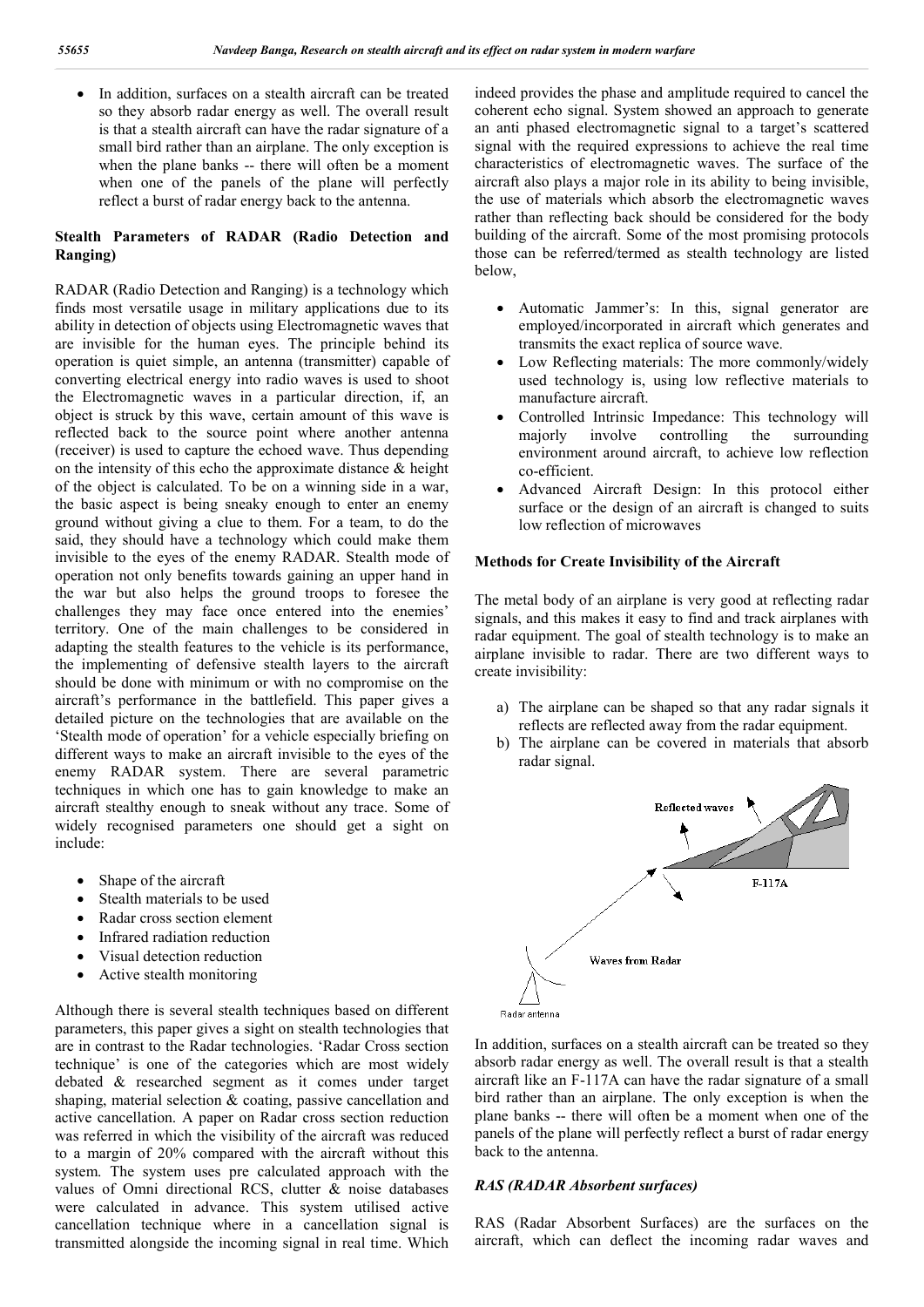- In addition, surfaces on a stealth aircraft can be treated so they absorb radar energy as well. The overall result is that a stealth aircraft can have the radar signature of a small bird rather than an airplane. The only exception is when the plane banks -- there will often be a moment when one of the panels of the plane will perfectly reflect a burst of radar energy back to the antenna.

**Stealth Parameters of RADAR (Radio Detection and Ranging)**

RADAR (Radio Detection and Ranging) is a technology which finds most versatile usage in military applications due to its ability in detection of objects using Electromagnetic waves that are invisible for the human eyes. The principle behind its operation is quiet simple, an antenna (transmitter) capable of converting electrical energy into radio waves is used to shoot the Electromagnetic waves in a particular direction, if, an object is struck by this wave, certain amount of this wave is reflected back to the source point where another antenna (receiver) is used to capture the echoed wave. Thus depending on the intensity of this echo the approximate distance & height of the object is calculated. To be on a winning side in a war, the basic aspect is being sneaky enough to enter an enemy ground without giving a clue to them. For a team, to do the said, they should have a technology which could make them invisible to the eyes of the enemy RADAR. Stealth mode of operation not only benefits towards gaining an upper hand in the war but also helps the ground troops to foresee the challenges they may face once entered into the enemies' territory. One of the main challenges to be considered in adapting the stealth features to the vehicle is its performance, the implementing of defensive stealth layers to the aircraft should be done with minimum or with no compromise on the aircraft's performance in the battlefield. This paper gives a detailed picture on the technologies that are available on the 'Stealth mode of operation' for a vehicle especially briefing on different ways to make an aircraft invisible to the eyes of the enemy RADAR system. There are several parametric techniques in which one has to gain knowledge to make an aircraft stealthy enough to sneak without any trace. Some of widely recognised parameters one should get a sight on include:

- Shape of the aircraft
- Stealth materials to be used
- Radar cross section element
- Infrared radiation reduction
- Visual detection reduction
- Active stealth monitoring

Although there is several stealth techniques based on different parameters, this paper gives a sight on stealth technologies that are in contrast to the Radar technologies. 'Radar Cross section technique' is one of the categories which are most widely debated & researched segment as it comes under target shaping, material selection & coating, passive cancellation and active cancellation. A paper on Radar cross section reduction was referred in which the visibility of the aircraft was reduced to a margin of 20% compared with the aircraft without this system. The system uses pre calculated approach with the values of Omni directional RCS, clutter & noise databases were calculated in advance. This system utilised active cancellation technique where in a cancellation signal is transmitted alongside the incoming signal in real time. Which indeed provides the phase and amplitude required to cancel the coherent echo signal. System showed an approach to generate an anti phased electromagnetic signal to a target's scattered signal with the required expressions to achieve the real time characteristics of electromagnetic waves. The surface of the aircraft also plays a major role in its ability to being invisible, the use of materials which absorb the electromagnetic waves rather than reflecting back should be considered for the body building of the aircraft. Some of the most promising protocols those can be referred/termed as stealth technology are listed below,

- Automatic Jammer's: In this, signal generator are employed/incorporated in aircraft which generates and transmits the exact replica of source wave.
- Low Reflecting materials: The more commonly/widely used technology is, using low reflective materials to manufacture aircraft.
- Controlled Intrinsic Impedance: This technology will majorly involve controlling the surrounding environment around aircraft, to achieve low reflection co-efficient.
- Advanced Aircraft Design: In this protocol either surface or the design of an aircraft is changed to suits low reflection of microwaves

**Methods for Create Invisibility of the Aircraft**

The metal body of an airplane is very good at reflecting radar signals, and this makes it easy to find and track airplanes with radar equipment. The goal of stealth technology is to make an airplane invisible to radar. There are two different ways to create invisibility:

a) The airplane can be shaped so that any radar signals it reflects are reflected away from the radar equipment.
b) The airplane can be covered in materials that absorb radar signal.

Reflected waves

F-117A

Waves from Radar

Radar antenna

In addition, surfaces on a stealth aircraft can be treated so they absorb radar energy as well. The overall result is that a stealth aircraft like an F-117A can have the radar signature of a small bird rather than an airplane. The only exception is when the plane banks -- there will often be a moment when one of the panels of the plane will perfectly reflect a burst of radar energy back to the antenna.

***RAS (RADAR Absorbent surfaces)***

RAS (Radar Absorbent Surfaces) are the surfaces on the aircraft, which can deflect the incoming radar waves and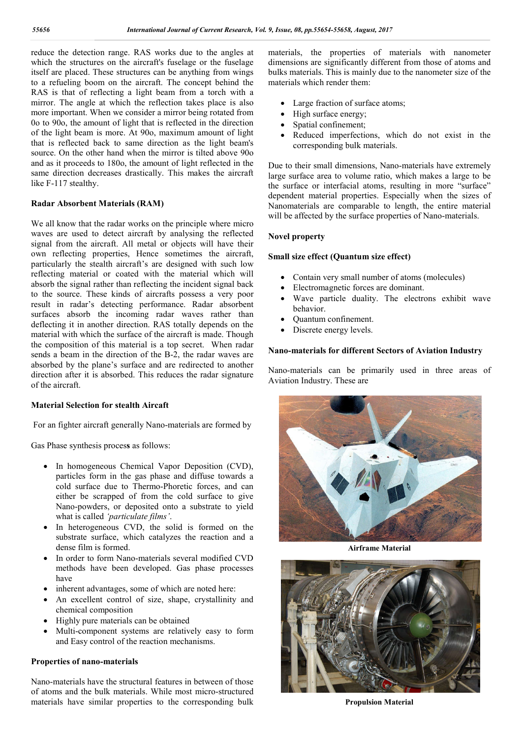reduce the detection range. RAS works due to the angles at which the structures on the aircraft's fuselage or the fuselage itself are placed. These structures can be anything from wings to a refueling boom on the aircraft. The concept behind the RAS is that of reflecting a light beam from a torch with a mirror. The angle at which the reflection takes place is also more important. When we consider a mirror being rotated from 0o to 90o, the amount of light that is reflected in the direction of the light beam is more. At 90o, maximum amount of light that is reflected back to same direction as the light beam's source. On the other hand when the mirror is tilted above 90o and as it proceeds to 180o, the amount of light reflected in the same direction decreases drastically. This makes the aircraft like F-117 stealthy.

### Radar Absorbent Materials (RAM)

We all know that the radar works on the principle where micro waves are used to detect aircraft by analysing the reflected signal from the aircraft. All metal or objects will have their own reflecting properties, Hence sometimes the aircraft, particularly the stealth aircraft's are designed with such low reflecting material or coated with the material which will absorb the signal rather than reflecting the incident signal back to the source. These kinds of aircrafts possess a very poor result in radar's detecting performance. Radar absorbent surfaces absorb the incoming radar waves rather than deflecting it in another direction. RAS totally depends on the material with which the surface of the aircraft is made. Though the composition of this material is a top secret. When radar sends a beam in the direction of the B-2, the radar waves are absorbed by the plane's surface and are redirected to another direction after it is absorbed. This reduces the radar signature of the aircraft.

### Material Selection for stealth Aircraft

For an fighter aircraft generally Nano-materials are formed by

Gas Phase synthesis process as follows:

- In homogeneous Chemical Vapor Deposition (CVD), particles form in the gas phase and diffuse towards a cold surface due to Thermo-Phoretic forces, and can either be scrapped of from the cold surface to give Nano-powders, or deposited onto a substrate to yield what is called *'particulate films'*.
- In heterogeneous CVD, the solid is formed on the substrate surface, which catalyzes the reaction and a dense film is formed.
- In order to form Nano-materials several modified CVD methods have been developed. Gas phase processes have
- inherent advantages, some of which are noted here:
- An excellent control of size, shape, crystallinity and chemical composition
- Highly pure materials can be obtained
- Multi-component systems are relatively easy to form and Easy control of the reaction mechanisms.

### Properties of nano-materials

Nano-materials have the structural features in between of those of atoms and the bulk materials. While most micro-structured materials have similar properties to the corresponding bulk materials, the properties of materials with nanometer dimensions are significantly different from those of atoms and bulks materials. This is mainly due to the nanometer size of the materials which render them:

- Large fraction of surface atoms;
- High surface energy;
- Spatial confinement;
- Reduced imperfections, which do not exist in the corresponding bulk materials.

Due to their small dimensions, Nano-materials have extremely large surface area to volume ratio, which makes a large to be the surface or interfacial atoms, resulting in more "surface" dependent material properties. Especially when the sizes of Nanomaterials are comparable to length, the entire material will be affected by the surface properties of Nano-materials.

### Novel property

### Small size effect (Quantum size effect)

- Contain very small number of atoms (molecules)
- Electromagnetic forces are dominant.
- Wave particle duality. The electrons exhibit wave behavior.
- Quantum confinement.
- Discrete energy levels.

### Nano-materials for different Sectors of Aviation Industry

Nano-materials can be primarily used in three areas of Aviation Industry. These are

**Airframe Material**

**Propulsion Material**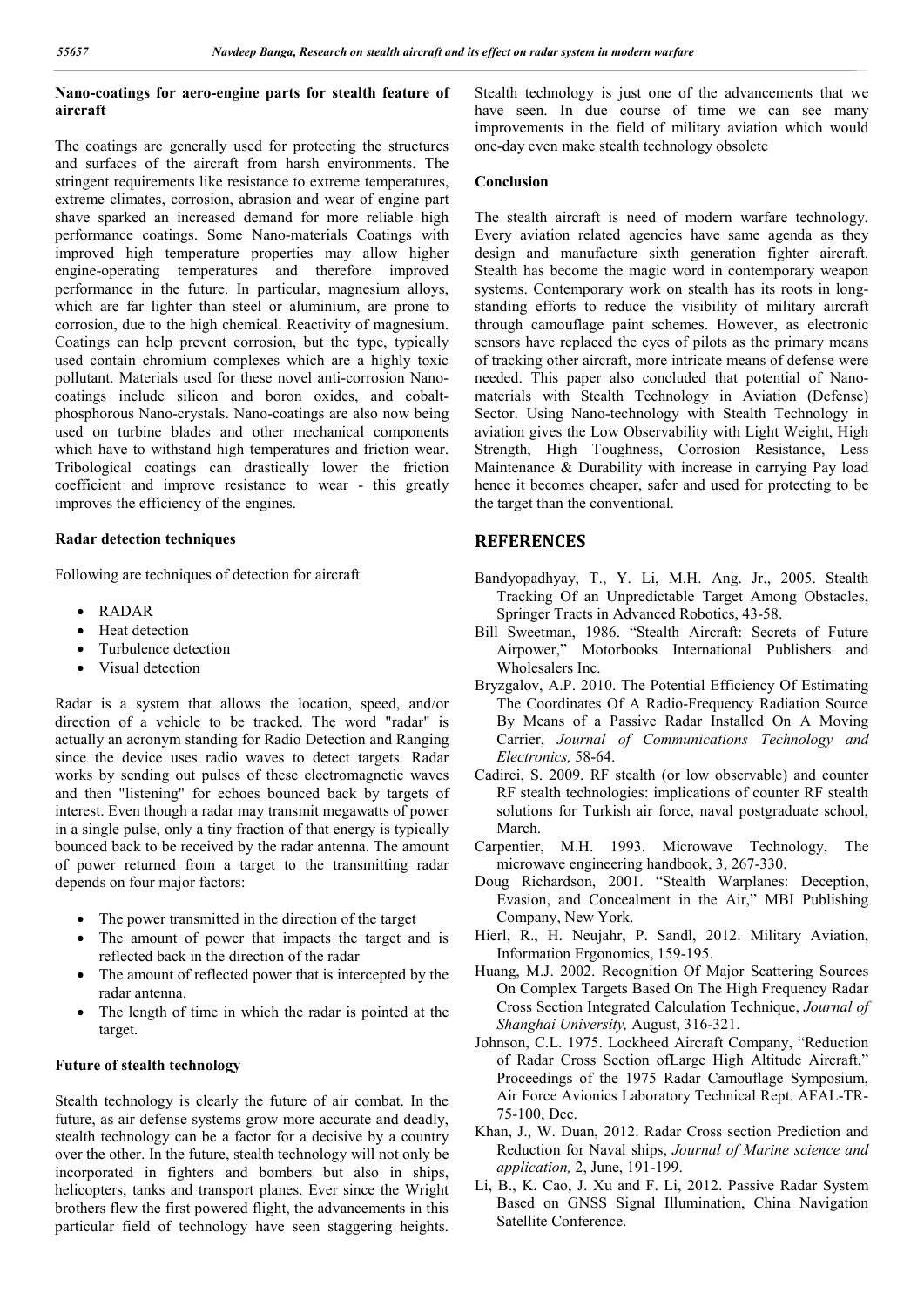### Nano-coatings for aero-engine parts for stealth feature of aircraft

The coatings are generally used for protecting the structures and surfaces of the aircraft from harsh environments. The stringent requirements like resistance to extreme temperatures, extreme climates, corrosion, abrasion and wear of engine part shave sparked an increased demand for more reliable high performance coatings. Some Nano-materials Coatings with improved high temperature properties may allow higher engine-operating temperatures and therefore improved performance in the future. In particular, magnesium alloys, which are far lighter than steel or aluminium, are prone to corrosion, due to the high chemical. Reactivity of magnesium. Coatings can help prevent corrosion, but the type, typically used contain chromium complexes which are a highly toxic pollutant. Materials used for these novel anti-corrosion Nano-coatings include silicon and boron oxides, and cobalt-phosphorous Nano-crystals. Nano-coatings are also now being used on turbine blades and other mechanical components which have to withstand high temperatures and friction wear. Tribological coatings can drastically lower the friction coefficient and improve resistance to wear - this greatly improves the efficiency of the engines.

### Radar detection techniques

Following are techniques of detection for aircraft

- RADAR
- Heat detection
- Turbulence detection
- Visual detection

Radar is a system that allows the location, speed, and/or direction of a vehicle to be tracked. The word "radar" is actually an acronym standing for Radio Detection and Ranging since the device uses radio waves to detect targets. Radar works by sending out pulses of these electromagnetic waves and then "listening" for echoes bounced back by targets of interest. Even though a radar may transmit megawatts of power in a single pulse, only a tiny fraction of that energy is typically bounced back to be received by the radar antenna. The amount of power returned from a target to the transmitting radar depends on four major factors:

- The power transmitted in the direction of the target
- The amount of power that impacts the target and is reflected back in the direction of the radar
- The amount of reflected power that is intercepted by the radar antenna.
- The length of time in which the radar is pointed at the target.

### Future of stealth technology

Stealth technology is clearly the future of air combat. In the future, as air defense systems grow more accurate and deadly, stealth technology can be a factor for a decisive by a country over the other. In the future, stealth technology will not only be incorporated in fighters and bombers but also in ships, helicopters, tanks and transport planes. Ever since the Wright brothers flew the first powered flight, the advancements in this particular field of technology have seen staggering heights. Stealth technology is just one of the advancements that we have seen. In due course of time we can see many improvements in the field of military aviation which would one-day even make stealth technology obsolete

### Conclusion

The stealth aircraft is need of modern warfare technology. Every aviation related agencies have same agenda as they design and manufacture sixth generation fighter aircraft. Stealth has become the magic word in contemporary weapon systems. Contemporary work on stealth has its roots in long-standing efforts to reduce the visibility of military aircraft through camouflage paint schemes. However, as electronic sensors have replaced the eyes of pilots as the primary means of tracking other aircraft, more intricate means of defense were needed. This paper also concluded that potential of Nano-materials with Stealth Technology in Aviation (Defense) Sector. Using Nano-technology with Stealth Technology in aviation gives the Low Observability with Light Weight, High Strength, High Toughness, Corrosion Resistance, Less Maintenance & Durability with increase in carrying Pay load hence it becomes cheaper, safer and used for protecting to be the target than the conventional.

## REFERENCES

Bandyopadhyay, T., Y. Li, M.H. Ang. Jr., 2005. Stealth Tracking Of an Unpredictable Target Among Obstacles, Springer Tracts in Advanced Robotics, 43-58.

Bill Sweetman, 1986. "Stealth Aircraft: Secrets of Future Airpower," Motorbooks International Publishers and Wholesalers Inc.

Bryzgalov, A.P. 2010. The Potential Efficiency Of Estimating The Coordinates Of A Radio-Frequency Radiation Source By Means of a Passive Radar Installed On A Moving Carrier, *Journal of Communications Technology and Electronics,* 58-64.

Cadirci, S. 2009. RF stealth (or low observable) and counter RF stealth technologies: implications of counter RF stealth solutions for Turkish air force, naval postgraduate school, March.

Carpentier, M.H. 1993. Microwave Technology, The microwave engineering handbook, 3, 267-330.

Doug Richardson, 2001. "Stealth Warplanes: Deception, Evasion, and Concealment in the Air," MBI Publishing Company, New York.

Hierl, R., H. Neujahr, P. Sandl, 2012. Military Aviation, Information Ergonomics, 159-195.

Huang, M.J. 2002. Recognition Of Major Scattering Sources On Complex Targets Based On The High Frequency Radar Cross Section Integrated Calculation Technique, *Journal of Shanghai University,* August, 316-321.

Johnson, C.L. 1975. Lockheed Aircraft Company, "Reduction of Radar Cross Section ofLarge High Altitude Aircraft," Proceedings of the 1975 Radar Camouflage Symposium, Air Force Avionics Laboratory Technical Rept. AFAL-TR-75-100, Dec.

Khan, J., W. Duan, 2012. Radar Cross section Prediction and Reduction for Naval ships, *Journal of Marine science and application,* 2, June, 191-199.

Li, B., K. Cao, J. Xu and F. Li, 2012. Passive Radar System Based on GNSS Signal Illumination, China Navigation Satellite Conference.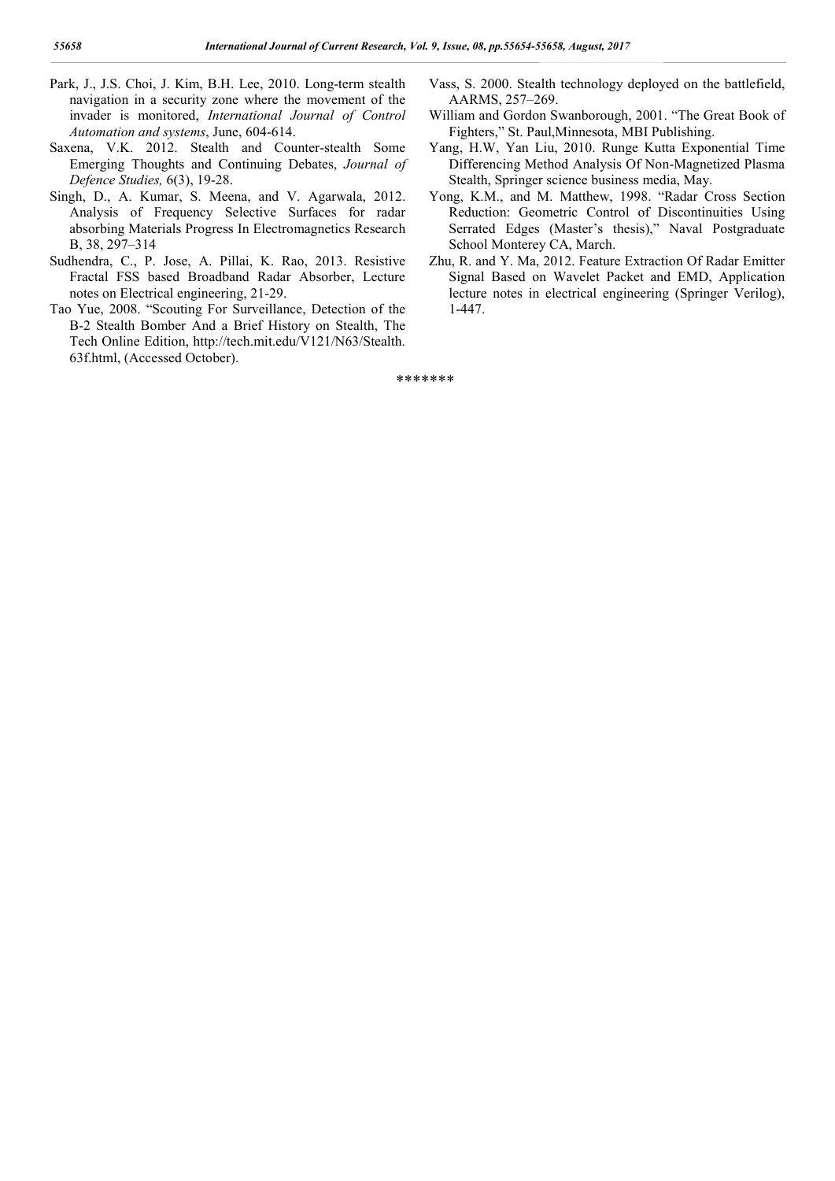Park, J., J.S. Choi, J. Kim, B.H. Lee, 2010. Long-term stealth navigation in a security zone where the movement of the invader is monitored, *International Journal of Control Automation and systems*, June, 604-614.

Saxena, V.K. 2012. Stealth and Counter-stealth Some Emerging Thoughts and Continuing Debates, *Journal of Defence Studies,* 6(3), 19-28.

Singh, D., A. Kumar, S. Meena, and V. Agarwala, 2012. Analysis of Frequency Selective Surfaces for radar absorbing Materials Progress In Electromagnetics Research B, 38, 297–314

Sudhendra, C., P. Jose, A. Pillai, K. Rao, 2013. Resistive Fractal FSS based Broadband Radar Absorber, Lecture notes on Electrical engineering, 21-29.

Tao Yue, 2008. "Scouting For Surveillance, Detection of the B-2 Stealth Bomber And a Brief History on Stealth, The Tech Online Edition, http://tech.mit.edu/V121/N63/Stealth.63f.html, (Accessed October).

Vass, S. 2000. Stealth technology deployed on the battlefield, AARMS, 257–269.

William and Gordon Swanborough, 2001. "The Great Book of Fighters," St. Paul,Minnesota, MBI Publishing.

Yang, H.W, Yan Liu, 2010. Runge Kutta Exponential Time Differencing Method Analysis Of Non-Magnetized Plasma Stealth, Springer science business media, May.

Yong, K.M., and M. Matthew, 1998. "Radar Cross Section Reduction: Geometric Control of Discontinuities Using Serrated Edges (Master's thesis)," Naval Postgraduate School Monterey CA, March.

Zhu, R. and Y. Ma, 2012. Feature Extraction Of Radar Emitter Signal Based on Wavelet Packet and EMD, Application lecture notes in electrical engineering (Springer Verilog), 1-447.

*******